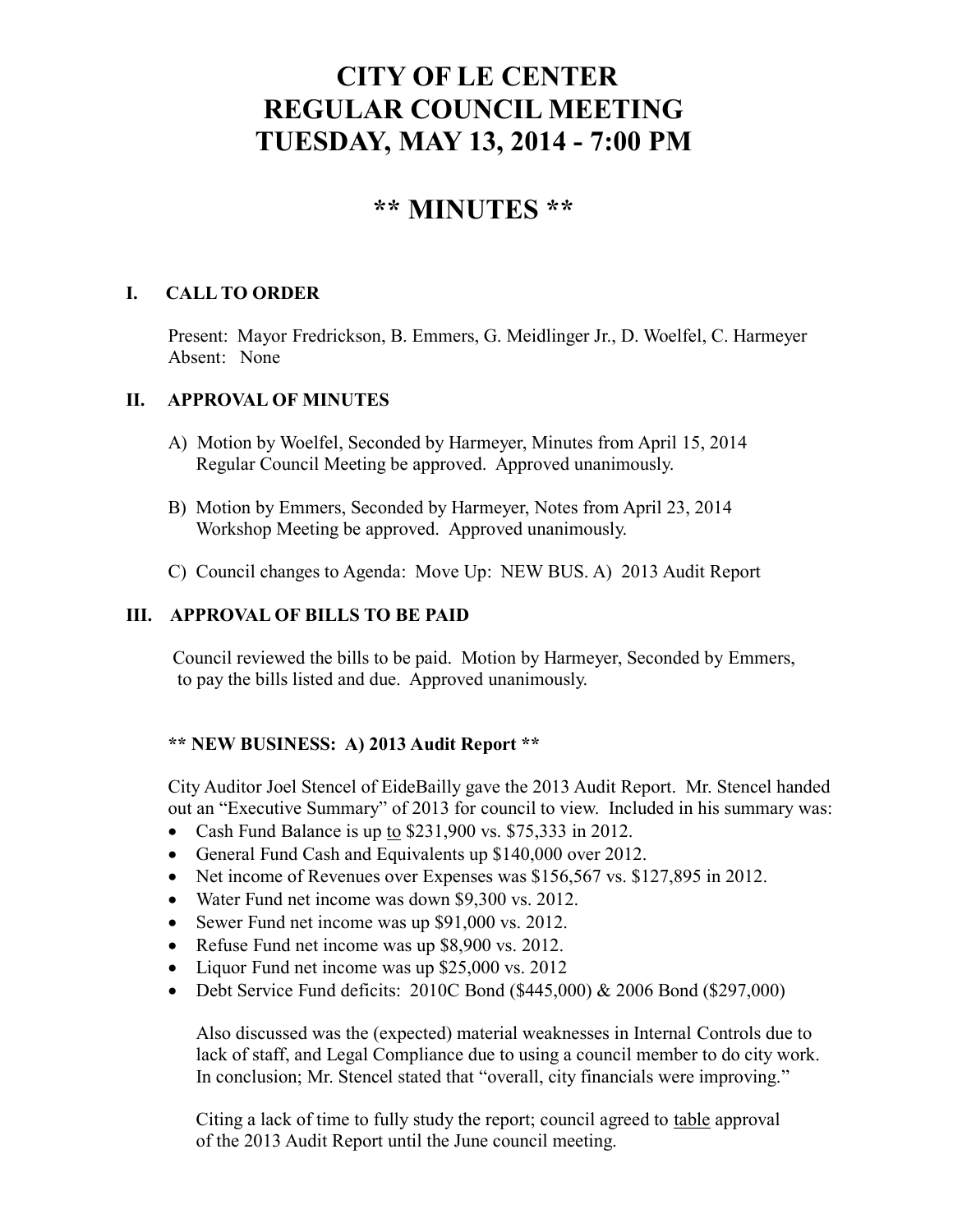# CITY OF LE CENTER
# REGULAR COUNCIL MEETING
# TUESDAY, MAY 13, 2014 - 7:00 PM

## ** MINUTES **

### I. CALL TO ORDER

Present: Mayor Fredrickson, B. Emmers, G. Meidlinger Jr., D. Woelfel, C. Harmeyer
Absent: None

### II. APPROVAL OF MINUTES

A) Motion by Woelfel, Seconded by Harmeyer, Minutes from April 15, 2014 Regular Council Meeting be approved. Approved unanimously.

B) Motion by Emmers, Seconded by Harmeyer, Notes from April 23, 2014 Workshop Meeting be approved. Approved unanimously.

C) Council changes to Agenda: Move Up: NEW BUS. A) 2013 Audit Report

### III. APPROVAL OF BILLS TO BE PAID

Council reviewed the bills to be paid. Motion by Harmeyer, Seconded by Emmers, to pay the bills listed and due. Approved unanimously.

**** NEW BUSINESS: A) 2013 Audit Report ****

City Auditor Joel Stencel of EideBailly gave the 2013 Audit Report. Mr. Stencel handed out an "Executive Summary" of 2013 for council to view. Included in his summary was:

- Cash Fund Balance is up <u>to</u> $231,900 vs. $75,333 in 2012.
- General Fund Cash and Equivalents up $140,000 over 2012.
- Net income of Revenues over Expenses was $156,567 vs. $127,895 in 2012.
- Water Fund net income was down $9,300 vs. 2012.
- Sewer Fund net income was up $91,000 vs. 2012.
- Refuse Fund net income was up $8,900 vs. 2012.
- Liquor Fund net income was up $25,000 vs. 2012
- Debt Service Fund deficits: 2010C Bond ($445,000) & 2006 Bond ($297,000)

Also discussed was the (expected) material weaknesses in Internal Controls due to lack of staff, and Legal Compliance due to using a council member to do city work. In conclusion; Mr. Stencel stated that "overall, city financials were improving."

Citing a lack of time to fully study the report; council agreed to <u>table</u> approval of the 2013 Audit Report until the June council meeting.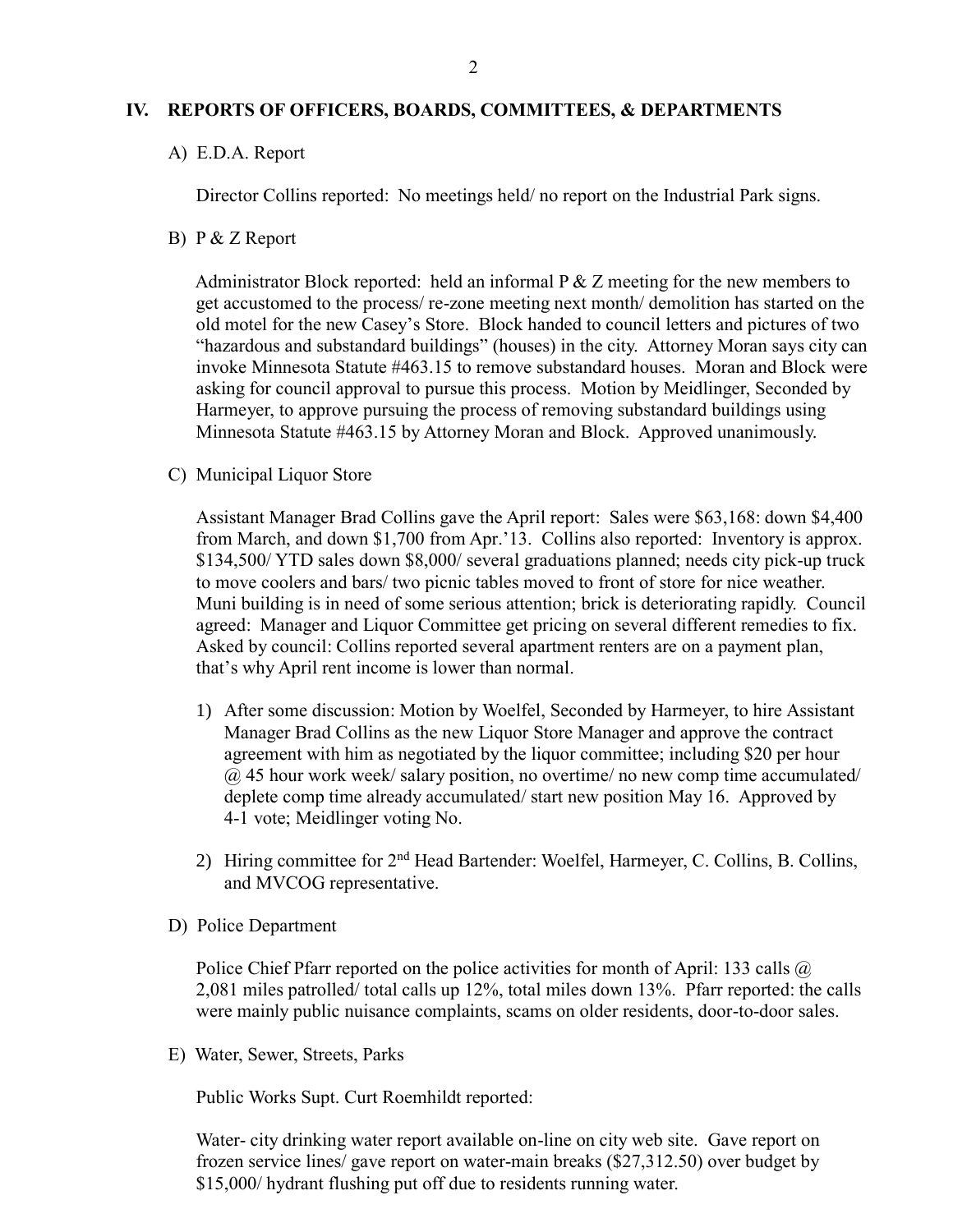## IV. REPORTS OF OFFICERS, BOARDS, COMMITTEES, & DEPARTMENTS

A) E.D.A. Report

Director Collins reported: No meetings held/ no report on the Industrial Park signs.

B) P & Z Report

Administrator Block reported: held an informal P & Z meeting for the new members to get accustomed to the process/ re-zone meeting next month/ demolition has started on the old motel for the new Casey's Store. Block handed to council letters and pictures of two "hazardous and substandard buildings" (houses) in the city. Attorney Moran says city can invoke Minnesota Statute #463.15 to remove substandard houses. Moran and Block were asking for council approval to pursue this process. Motion by Meidlinger, Seconded by Harmeyer, to approve pursuing the process of removing substandard buildings using Minnesota Statute #463.15 by Attorney Moran and Block. Approved unanimously.

C) Municipal Liquor Store

Assistant Manager Brad Collins gave the April report: Sales were $63,168: down $4,400 from March, and down $1,700 from Apr.'13. Collins also reported: Inventory is approx. $134,500/ YTD sales down $8,000/ several graduations planned; needs city pick-up truck to move coolers and bars/ two picnic tables moved to front of store for nice weather. Muni building is in need of some serious attention; brick is deteriorating rapidly. Council agreed: Manager and Liquor Committee get pricing on several different remedies to fix. Asked by council: Collins reported several apartment renters are on a payment plan, that's why April rent income is lower than normal.

1) After some discussion: Motion by Woelfel, Seconded by Harmeyer, to hire Assistant Manager Brad Collins as the new Liquor Store Manager and approve the contract agreement with him as negotiated by the liquor committee; including $20 per hour @ 45 hour work week/ salary position, no overtime/ no new comp time accumulated/ deplete comp time already accumulated/ start new position May 16. Approved by 4-1 vote; Meidlinger voting No.

2) Hiring committee for 2nd Head Bartender: Woelfel, Harmeyer, C. Collins, B. Collins, and MVCOG representative.

D) Police Department

Police Chief Pfarr reported on the police activities for month of April: 133 calls @ 2,081 miles patrolled/ total calls up 12%, total miles down 13%. Pfarr reported: the calls were mainly public nuisance complaints, scams on older residents, door-to-door sales.

E) Water, Sewer, Streets, Parks

Public Works Supt. Curt Roemhildt reported:

Water- city drinking water report available on-line on city web site. Gave report on frozen service lines/ gave report on water-main breaks ($27,312.50) over budget by $15,000/ hydrant flushing put off due to residents running water.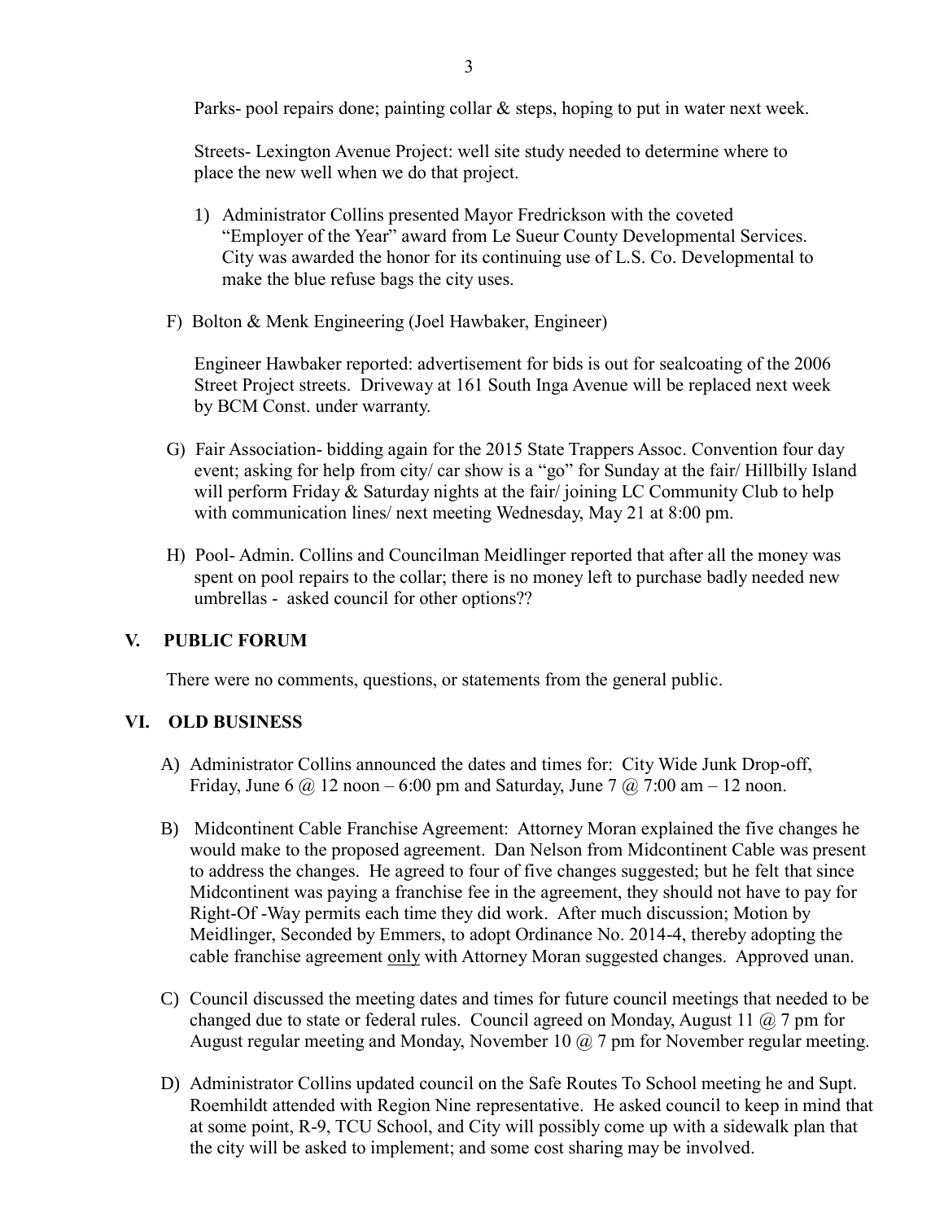Parks- pool repairs done; painting collar & steps, hoping to put in water next week.

Streets- Lexington Avenue Project: well site study needed to determine where to place the new well when we do that project.

1) Administrator Collins presented Mayor Fredrickson with the coveted "Employer of the Year" award from Le Sueur County Developmental Services. City was awarded the honor for its continuing use of L.S. Co. Developmental to make the blue refuse bags the city uses.

F) Bolton & Menk Engineering (Joel Hawbaker, Engineer)

Engineer Hawbaker reported: advertisement for bids is out for sealcoating of the 2006 Street Project streets. Driveway at 161 South Inga Avenue will be replaced next week by BCM Const. under warranty.

G) Fair Association- bidding again for the 2015 State Trappers Assoc. Convention four day event; asking for help from city/ car show is a "go" for Sunday at the fair/ Hillbilly Island will perform Friday & Saturday nights at the fair/ joining LC Community Club to help with communication lines/ next meeting Wednesday, May 21 at 8:00 pm.

H) Pool- Admin. Collins and Councilman Meidlinger reported that after all the money was spent on pool repairs to the collar; there is no money left to purchase badly needed new umbrellas - asked council for other options??

## V. PUBLIC FORUM

There were no comments, questions, or statements from the general public.

## VI. OLD BUSINESS

A) Administrator Collins announced the dates and times for: City Wide Junk Drop-off, Friday, June 6 @ 12 noon – 6:00 pm and Saturday, June 7 @ 7:00 am – 12 noon.

B) Midcontinent Cable Franchise Agreement: Attorney Moran explained the five changes he would make to the proposed agreement. Dan Nelson from Midcontinent Cable was present to address the changes. He agreed to four of five changes suggested; but he felt that since Midcontinent was paying a franchise fee in the agreement, they should not have to pay for Right-Of -Way permits each time they did work. After much discussion; Motion by Meidlinger, Seconded by Emmers, to adopt Ordinance No. 2014-4, thereby adopting the cable franchise agreement <u>only</u> with Attorney Moran suggested changes. Approved unan.

C) Council discussed the meeting dates and times for future council meetings that needed to be changed due to state or federal rules. Council agreed on Monday, August 11 @ 7 pm for August regular meeting and Monday, November 10 @ 7 pm for November regular meeting.

D) Administrator Collins updated council on the Safe Routes To School meeting he and Supt. Roemhildt attended with Region Nine representative. He asked council to keep in mind that at some point, R-9, TCU School, and City will possibly come up with a sidewalk plan that the city will be asked to implement; and some cost sharing may be involved.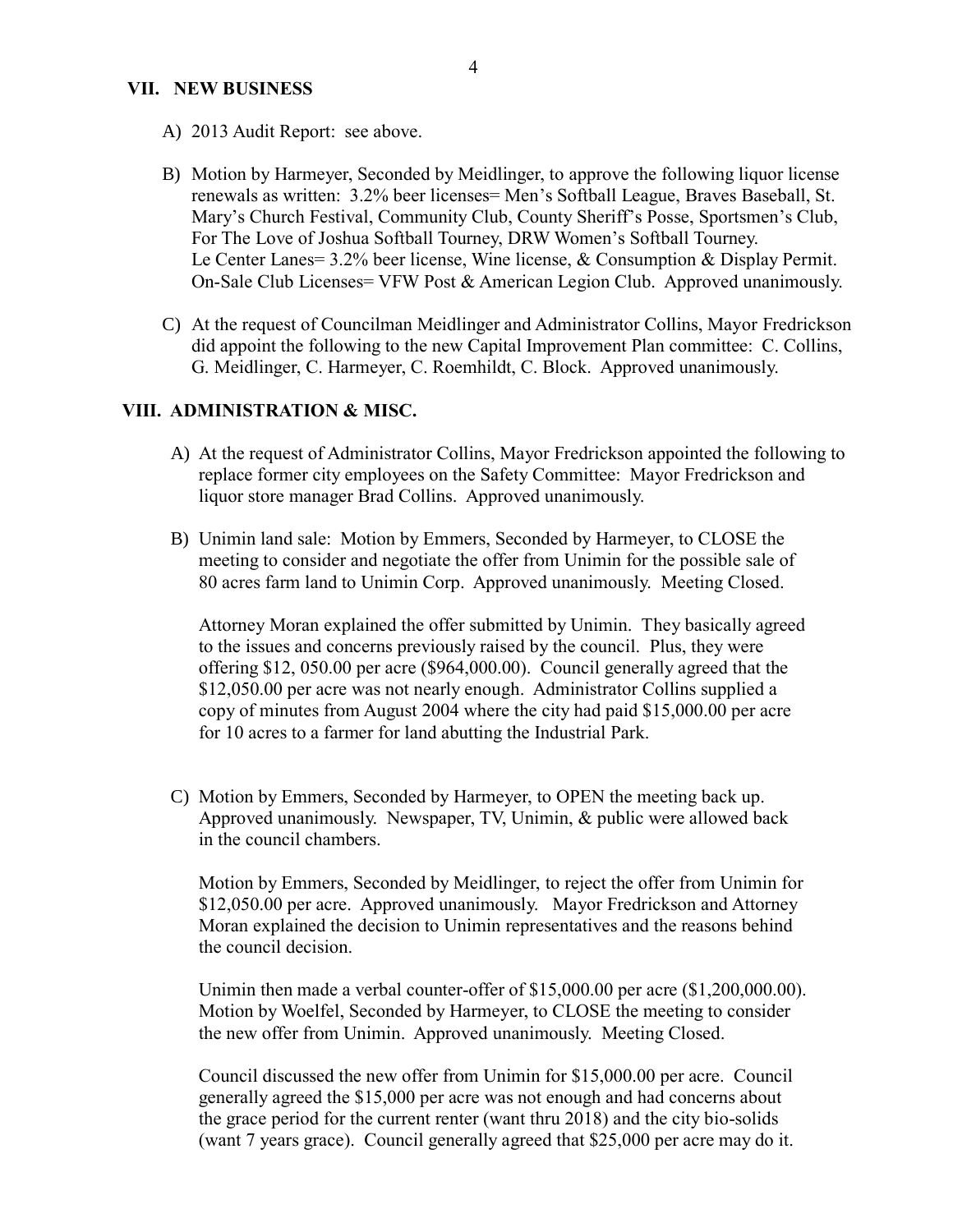## VII. NEW BUSINESS

A) 2013 Audit Report: see above.

B) Motion by Harmeyer, Seconded by Meidlinger, to approve the following liquor license renewals as written: 3.2% beer licenses= Men's Softball League, Braves Baseball, St. Mary's Church Festival, Community Club, County Sheriff's Posse, Sportsmen's Club, For The Love of Joshua Softball Tourney, DRW Women's Softball Tourney. Le Center Lanes= 3.2% beer license, Wine license, & Consumption & Display Permit. On-Sale Club Licenses= VFW Post & American Legion Club. Approved unanimously.

C) At the request of Councilman Meidlinger and Administrator Collins, Mayor Fredrickson did appoint the following to the new Capital Improvement Plan committee: C. Collins, G. Meidlinger, C. Harmeyer, C. Roemhildt, C. Block. Approved unanimously.

## VIII. ADMINISTRATION & MISC.

A) At the request of Administrator Collins, Mayor Fredrickson appointed the following to replace former city employees on the Safety Committee: Mayor Fredrickson and liquor store manager Brad Collins. Approved unanimously.

B) Unimin land sale: Motion by Emmers, Seconded by Harmeyer, to CLOSE the meeting to consider and negotiate the offer from Unimin for the possible sale of 80 acres farm land to Unimin Corp. Approved unanimously. Meeting Closed.

Attorney Moran explained the offer submitted by Unimin. They basically agreed to the issues and concerns previously raised by the council. Plus, they were offering $12, 050.00 per acre ($964,000.00). Council generally agreed that the $12,050.00 per acre was not nearly enough. Administrator Collins supplied a copy of minutes from August 2004 where the city had paid $15,000.00 per acre for 10 acres to a farmer for land abutting the Industrial Park.

C) Motion by Emmers, Seconded by Harmeyer, to OPEN the meeting back up. Approved unanimously. Newspaper, TV, Unimin, & public were allowed back in the council chambers.

Motion by Emmers, Seconded by Meidlinger, to reject the offer from Unimin for $12,050.00 per acre. Approved unanimously. Mayor Fredrickson and Attorney Moran explained the decision to Unimin representatives and the reasons behind the council decision.

Unimin then made a verbal counter-offer of $15,000.00 per acre ($1,200,000.00). Motion by Woelfel, Seconded by Harmeyer, to CLOSE the meeting to consider the new offer from Unimin. Approved unanimously. Meeting Closed.

Council discussed the new offer from Unimin for $15,000.00 per acre. Council generally agreed the $15,000 per acre was not enough and had concerns about the grace period for the current renter (want thru 2018) and the city bio-solids (want 7 years grace). Council generally agreed that $25,000 per acre may do it.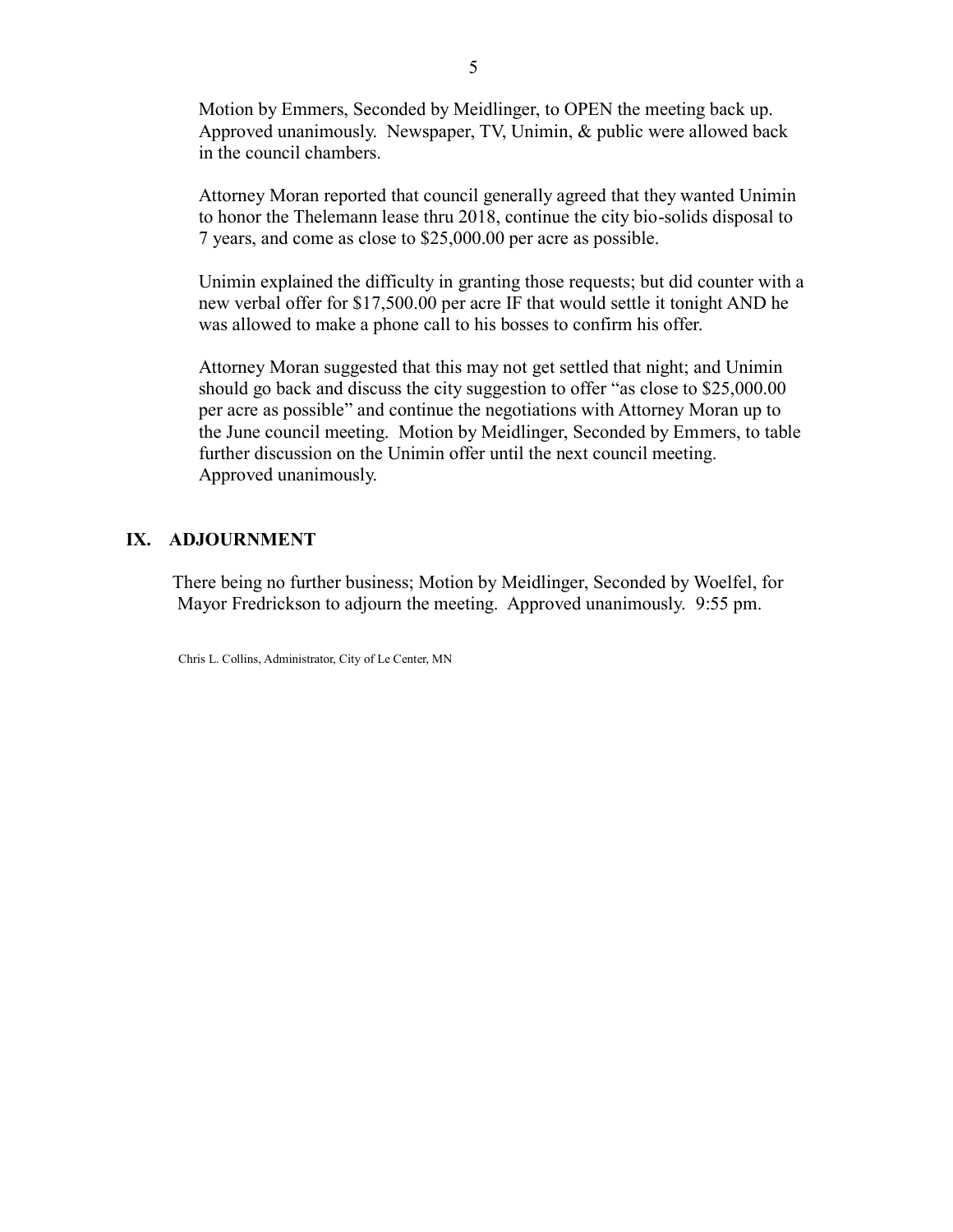Motion by Emmers, Seconded by Meidlinger, to OPEN the meeting back up. Approved unanimously. Newspaper, TV, Unimin, & public were allowed back in the council chambers.

Attorney Moran reported that council generally agreed that they wanted Unimin to honor the Thelemann lease thru 2018, continue the city bio-solids disposal to 7 years, and come as close to $25,000.00 per acre as possible.

Unimin explained the difficulty in granting those requests; but did counter with a new verbal offer for $17,500.00 per acre IF that would settle it tonight AND he was allowed to make a phone call to his bosses to confirm his offer.

Attorney Moran suggested that this may not get settled that night; and Unimin should go back and discuss the city suggestion to offer "as close to $25,000.00 per acre as possible" and continue the negotiations with Attorney Moran up to the June council meeting. Motion by Meidlinger, Seconded by Emmers, to table further discussion on the Unimin offer until the next council meeting. Approved unanimously.

## IX. ADJOURNMENT

There being no further business; Motion by Meidlinger, Seconded by Woelfel, for Mayor Fredrickson to adjourn the meeting. Approved unanimously. 9:55 pm.

Chris L. Collins, Administrator, City of Le Center, MN